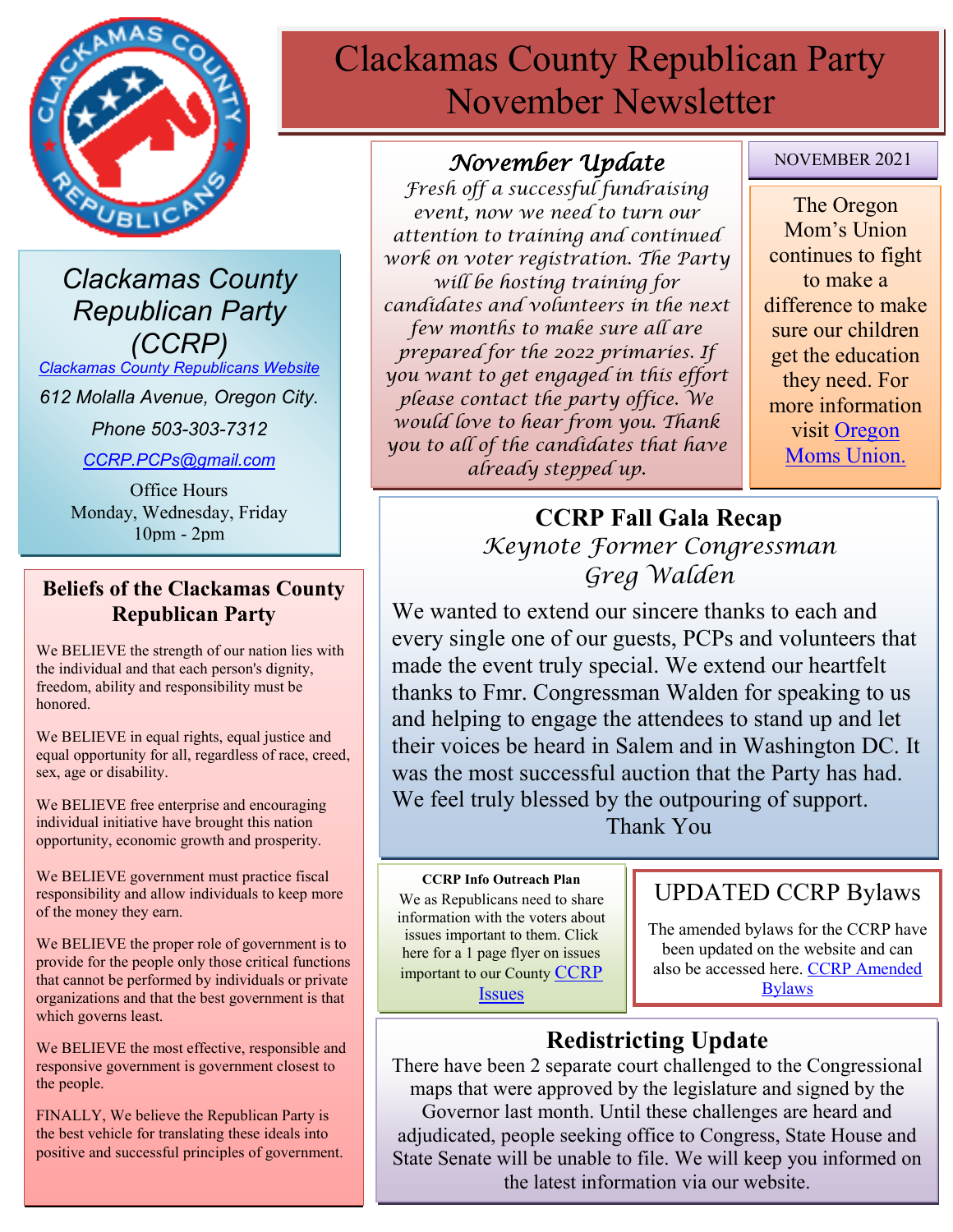# Clackamas County Republican Party November Newsletter

NOVEMBER 2021

## Clackamas County Republican Party (CCRP)

Clackamas County Republicans Website

612 Molalla Avenue, Oregon City.

Phone 503-303-7312

CCRP.PCPs@gmail.com

Office Hours
Monday, Wednesday, Friday
10pm - 2pm

### Beliefs of the Clackamas County Republican Party

We BELIEVE the strength of our nation lies with the individual and that each person's dignity, freedom, ability and responsibility must be honored.

We BELIEVE in equal rights, equal justice and equal opportunity for all, regardless of race, creed, sex, age or disability.

We BELIEVE free enterprise and encouraging individual initiative have brought this nation opportunity, economic growth and prosperity.

We BELIEVE government must practice fiscal responsibility and allow individuals to keep more of the money they earn.

We BELIEVE the proper role of government is to provide for the people only those critical functions that cannot be performed by individuals or private organizations and that the best government is that which governs least.

We BELIEVE the most effective, responsible and responsive government is government closest to the people.

FINALLY, We believe the Republican Party is the best vehicle for translating these ideals into positive and successful principles of government.

## *November Update*

*Fresh off a successful fundraising event, now we need to turn our attention to training and continued work on voter registration. The Party will be hosting training for candidates and volunteers in the next few months to make sure all are prepared for the 2022 primaries. If you want to get engaged in this effort please contact the party office. We would love to hear from you. Thank you to all of the candidates that have already stepped up.*

The Oregon Mom's Union continues to fight to make a difference to make sure our children get the education they need. For more information visit Oregon Moms Union.

## CCRP Fall Gala Recap

*Keynote Former Congressman Greg Walden*

We wanted to extend our sincere thanks to each and every single one of our guests, PCPs and volunteers that made the event truly special. We extend our heartfelt thanks to Fmr. Congressman Walden for speaking to us and helping to engage the attendees to stand up and let their voices be heard in Salem and in Washington DC. It was the most successful auction that the Party has had. We feel truly blessed by the outpouring of support.

Thank You

### CCRP Info Outreach Plan

We as Republicans need to share information with the voters about issues important to them. Click here for a 1 page flyer on issues important to our County CCRP Issues

## UPDATED CCRP Bylaws

The amended bylaws for the CCRP have been updated on the website and can also be accessed here. CCRP Amended Bylaws

## Redistricting Update

There have been 2 separate court challenged to the Congressional maps that were approved by the legislature and signed by the Governor last month. Until these challenges are heard and adjudicated, people seeking office to Congress, State House and State Senate will be unable to file. We will keep you informed on the latest information via our website.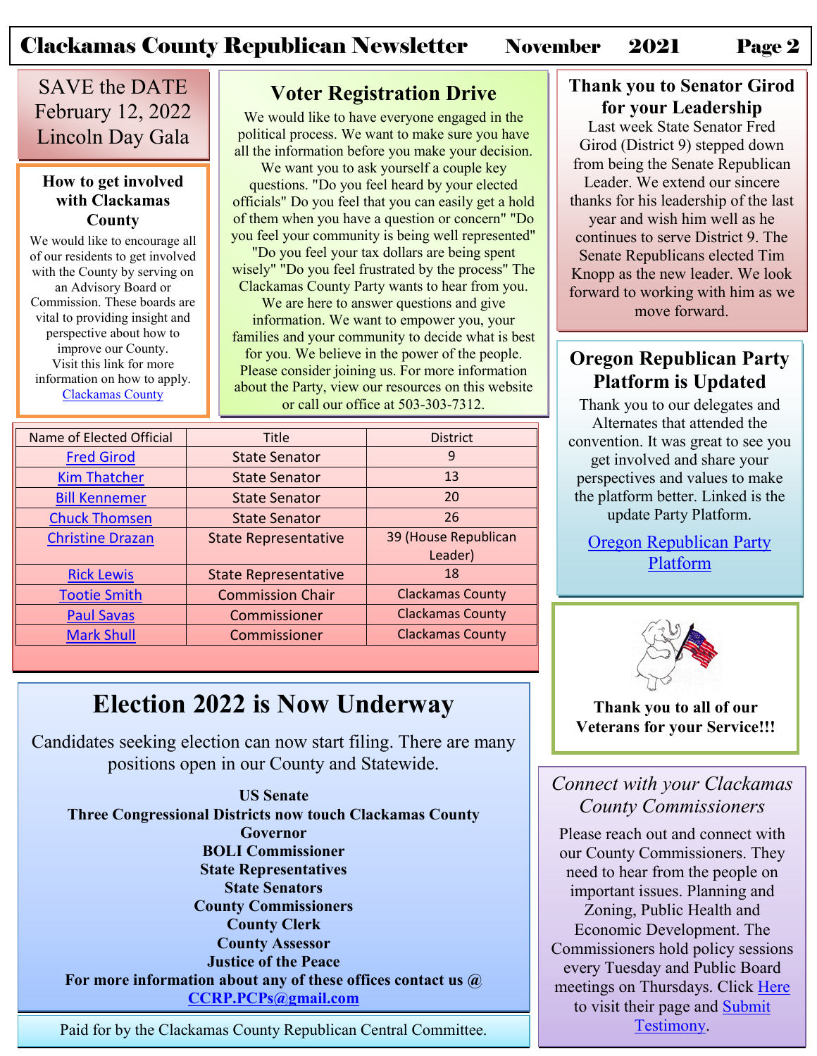## SAVE the DATE February 12, 2022 Lincoln Day Gala

### How to get involved with Clackamas County

We would like to encourage all of our residents to get involved with the County by serving on an Advisory Board or Commission. These boards are vital to providing insight and perspective about how to improve our County. Visit this link for more information on how to apply. [Clackamas County]

## Voter Registration Drive

We would like to have everyone engaged in the political process. We want to make sure you have all the information before you make your decision. We want you to ask yourself a couple key questions. "Do you feel heard by your elected officials" Do you feel that you can easily get a hold of them when you have a question or concern" "Do you feel your community is being well represented" "Do you feel your tax dollars are being spent wisely" "Do you feel frustrated by the process" The Clackamas County Party wants to hear from you. We are here to answer questions and give information. We want to empower you, your families and your community to decide what is best for you. We believe in the power of the people. Please consider joining us. For more information about the Party, view our resources on this website or call our office at 503-303-7312.

| Name of Elected Official | Title | District |
|---|---|---|
| Fred Girod | State Senator | 9 |
| Kim Thatcher | State Senator | 13 |
| Bill Kennemer | State Senator | 20 |
| Chuck Thomsen | State Senator | 26 |
| Christine Drazan | State Representative | 39 (House Republican Leader) |
| Rick Lewis | State Representative | 18 |
| Tootie Smith | Commission Chair | Clackamas County |
| Paul Savas | Commissioner | Clackamas County |
| Mark Shull | Commissioner | Clackamas County |

## Election 2022 is Now Underway

Candidates seeking election can now start filing. There are many positions open in our County and Statewide.

**US Senate**
**Three Congressional Districts now touch Clackamas County**
**Governor**
**BOLI Commissioner**
**State Representatives**
**State Senators**
**County Commissioners**
**County Clerk**
**County Assessor**
**Justice of the Peace**
**For more information about any of these offices contact us @ CCRP.PCPs@gmail.com**

Paid for by the Clackamas County Republican Central Committee.

### Thank you to Senator Girod for your Leadership

Last week State Senator Fred Girod (District 9) stepped down from being the Senate Republican Leader. We extend our sincere thanks for his leadership of the last year and wish him well as he continues to serve District 9. The Senate Republicans elected Tim Knopp as the new leader. We look forward to working with him as we move forward.

### Oregon Republican Party Platform is Updated

Thank you to our delegates and Alternates that attended the convention. It was great to see you get involved and share your perspectives and values to make the platform better. Linked is the update Party Platform.

[Oregon Republican Party Platform]

**Thank you to all of our Veterans for your Service!!!**

### *Connect with your Clackamas County Commissioners*

Please reach out and connect with our County Commissioners. They need to hear from the people on important issues. Planning and Zoning, Public Health and Economic Development. The Commissioners hold policy sessions every Tuesday and Public Board meetings on Thursdays. Click [Here] to visit their page and [Submit Testimony].